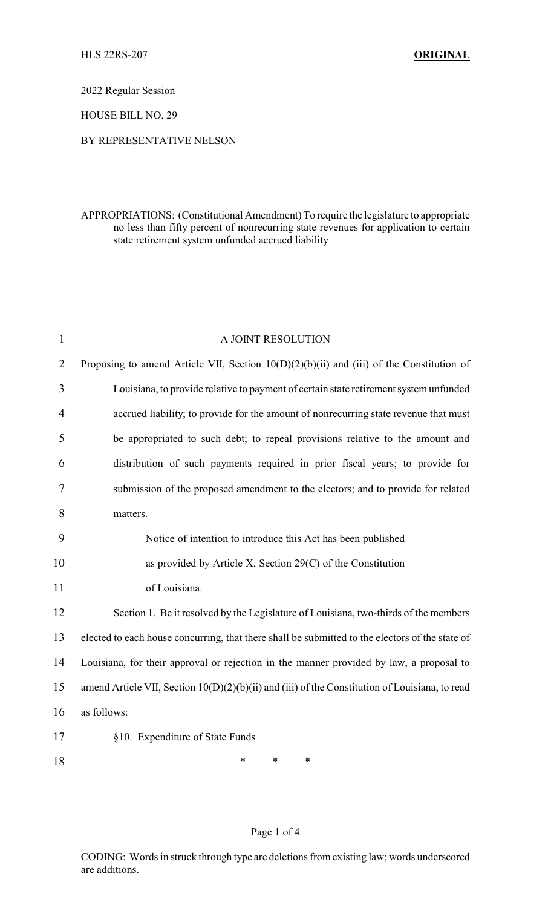HLS 22RS-207 **ORIGINAL**

2022 Regular Session

HOUSE BILL NO. 29

BY REPRESENTATIVE NELSON

APPROPRIATIONS: (Constitutional Amendment) To require the legislature to appropriate no less than fifty percent of nonrecurring state revenues for application to certain state retirement system unfunded accrued liability

A JOINT RESOLUTION

Proposing to amend Article VII, Section 10(D)(2)(b)(ii) and (iii) of the Constitution of Louisiana, to provide relative to payment of certain state retirement system unfunded accrued liability; to provide for the amount of nonrecurring state revenue that must be appropriated to such debt; to repeal provisions relative to the amount and distribution of such payments required in prior fiscal years; to provide for submission of the proposed amendment to the electors; and to provide for related matters.

Notice of intention to introduce this Act has been published as provided by Article X, Section 29(C) of the Constitution of Louisiana.

Section 1. Be it resolved by the Legislature of Louisiana, two-thirds of the members elected to each house concurring, that there shall be submitted to the electors of the state of Louisiana, for their approval or rejection in the manner provided by law, a proposal to amend Article VII, Section 10(D)(2)(b)(ii) and (iii) of the Constitution of Louisiana, to read as follows:

§10. Expenditure of State Funds

\* \* \*

CODING: Words in ~~struck through~~ type are deletions from existing law; words underscored are additions.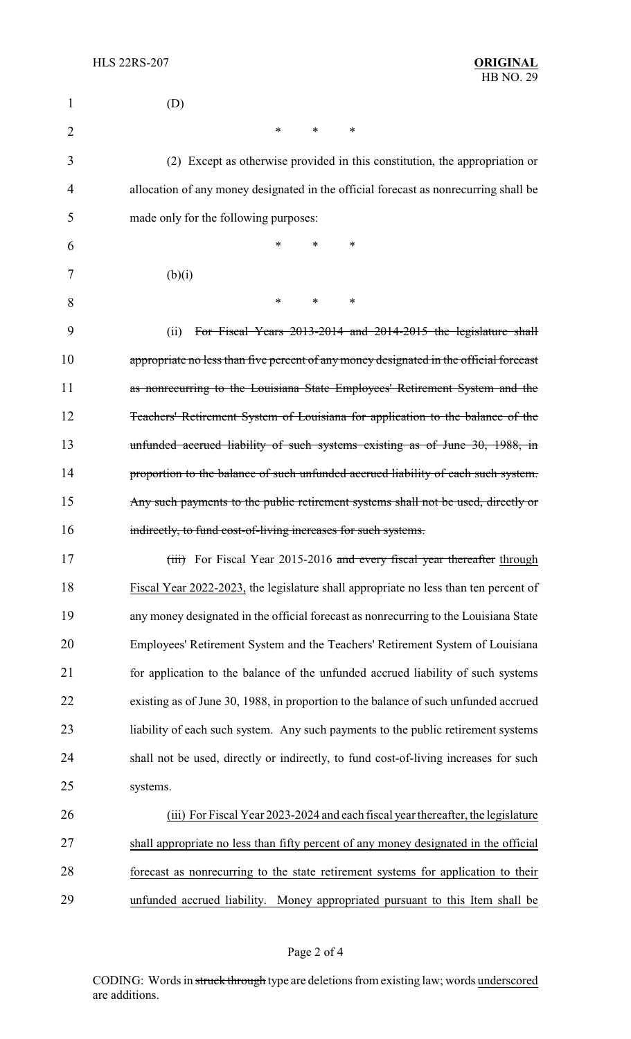(D)

\*　　\*　　\*

(2) Except as otherwise provided in this constitution, the appropriation or allocation of any money designated in the official forecast as nonrecurring shall be made only for the following purposes:

\*　　\*　　\*

(b)(i)

\*　　\*　　\*

(ii) ~~For Fiscal Years 2013-2014 and 2014-2015 the legislature shall appropriate no less than five percent of any money designated in the official forecast as nonrecurring to the Louisiana State Employees' Retirement System and the Teachers' Retirement System of Louisiana for application to the balance of the unfunded accrued liability of such systems existing as of June 30, 1988, in proportion to the balance of such unfunded accrued liability of each such system. Any such payments to the public retirement systems shall not be used, directly or indirectly, to fund cost-of-living increases for such systems.~~

~~(iii)~~ For Fiscal Year 2015-2016 ~~and every fiscal year thereafter~~ <u>through Fiscal Year 2022-2023,</u> the legislature shall appropriate no less than ten percent of any money designated in the official forecast as nonrecurring to the Louisiana State Employees' Retirement System and the Teachers' Retirement System of Louisiana for application to the balance of the unfunded accrued liability of such systems existing as of June 30, 1988, in proportion to the balance of such unfunded accrued liability of each such system. Any such payments to the public retirement systems shall not be used, directly or indirectly, to fund cost-of-living increases for such systems.

<u>(iii) For Fiscal Year 2023-2024 and each fiscal year thereafter, the legislature shall appropriate no less than fifty percent of any money designated in the official forecast as nonrecurring to the state retirement systems for application to their unfunded accrued liability. Money appropriated pursuant to this Item shall be</u>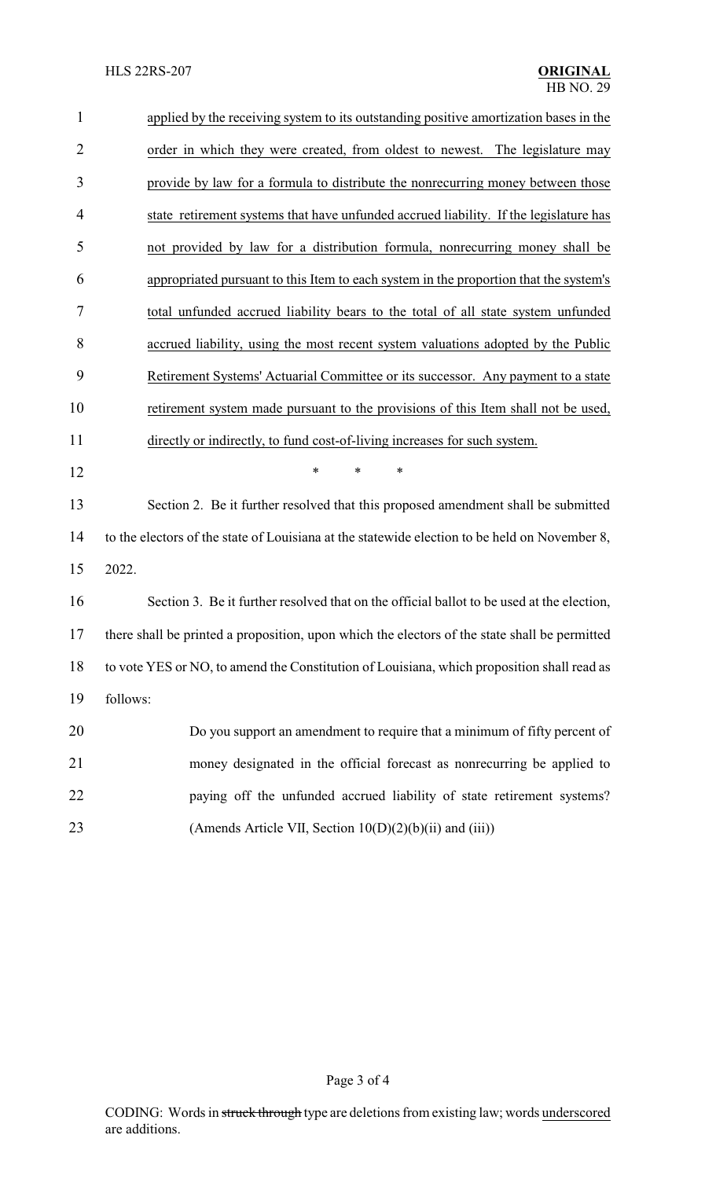applied by the receiving system to its outstanding positive amortization bases in the order in which they were created, from oldest to newest. The legislature may provide by law for a formula to distribute the nonrecurring money between those state retirement systems that have unfunded accrued liability. If the legislature has not provided by law for a distribution formula, nonrecurring money shall be appropriated pursuant to this Item to each system in the proportion that the system's total unfunded accrued liability bears to the total of all state system unfunded accrued liability, using the most recent system valuations adopted by the Public Retirement Systems' Actuarial Committee or its successor. Any payment to a state retirement system made pursuant to the provisions of this Item shall not be used, directly or indirectly, to fund cost-of-living increases for such system.

\* \* \*

Section 2. Be it further resolved that this proposed amendment shall be submitted to the electors of the state of Louisiana at the statewide election to be held on November 8, 2022.

Section 3. Be it further resolved that on the official ballot to be used at the election, there shall be printed a proposition, upon which the electors of the state shall be permitted to vote YES or NO, to amend the Constitution of Louisiana, which proposition shall read as follows:

> Do you support an amendment to require that a minimum of fifty percent of money designated in the official forecast as nonrecurring be applied to paying off the unfunded accrued liability of state retirement systems? (Amends Article VII, Section 10(D)(2)(b)(ii) and (iii))

CODING: Words in ~~struck through~~ type are deletions from existing law; words underscored are additions.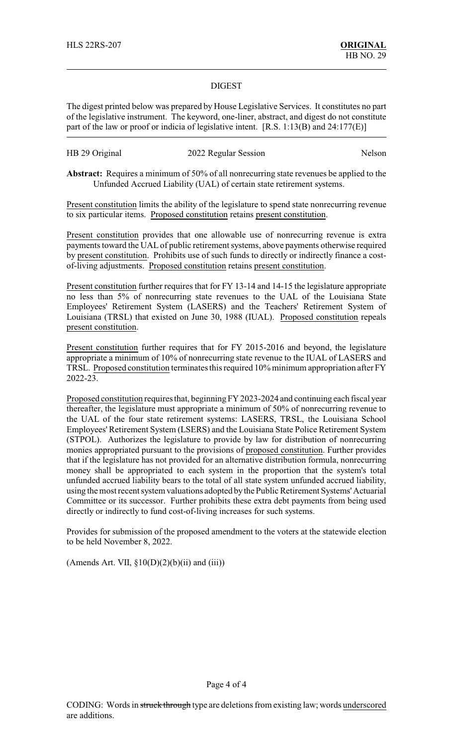HLS 22RS-207 **ORIGINAL**
HB NO. 29

## DIGEST

The digest printed below was prepared by House Legislative Services. It constitutes no part of the legislative instrument. The keyword, one-liner, abstract, and digest do not constitute part of the law or proof or indicia of legislative intent. [R.S. 1:13(B) and 24:177(E)]

HB 29 Original 2022 Regular Session Nelson

**Abstract:** Requires a minimum of 50% of all nonrecurring state revenues be applied to the Unfunded Accrued Liability (UAL) of certain state retirement systems.

Present constitution limits the ability of the legislature to spend state nonrecurring revenue to six particular items. Proposed constitution retains present constitution.

Present constitution provides that one allowable use of nonrecurring revenue is extra payments toward the UAL of public retirement systems, above payments otherwise required by present constitution. Prohibits use of such funds to directly or indirectly finance a cost-of-living adjustments. Proposed constitution retains present constitution.

Present constitution further requires that for FY 13-14 and 14-15 the legislature appropriate no less than 5% of nonrecurring state revenues to the UAL of the Louisiana State Employees' Retirement System (LASERS) and the Teachers' Retirement System of Louisiana (TRSL) that existed on June 30, 1988 (IUAL). Proposed constitution repeals present constitution.

Present constitution further requires that for FY 2015-2016 and beyond, the legislature appropriate a minimum of 10% of nonrecurring state revenue to the IUAL of LASERS and TRSL. Proposed constitution terminates this required 10% minimum appropriation after FY 2022-23.

Proposed constitution requires that, beginning FY 2023-2024 and continuing each fiscal year thereafter, the legislature must appropriate a minimum of 50% of nonrecurring revenue to the UAL of the four state retirement systems: LASERS, TRSL, the Louisiana School Employees' Retirement System (LSERS) and the Louisiana State Police Retirement System (STPOL). Authorizes the legislature to provide by law for distribution of nonrecurring monies appropriated pursuant to the provisions of proposed constitution. Further provides that if the legislature has not provided for an alternative distribution formula, nonrecurring money shall be appropriated to each system in the proportion that the system's total unfunded accrued liability bears to the total of all state system unfunded accrued liability, using the most recent system valuations adopted by the Public Retirement Systems' Actuarial Committee or its successor. Further prohibits these extra debt payments from being used directly or indirectly to fund cost-of-living increases for such systems.

Provides for submission of the proposed amendment to the voters at the statewide election to be held November 8, 2022.

(Amends Art. VII, §10(D)(2)(b)(ii) and (iii))

CODING: Words in ~~struck through~~ type are deletions from existing law; words underscored are additions.